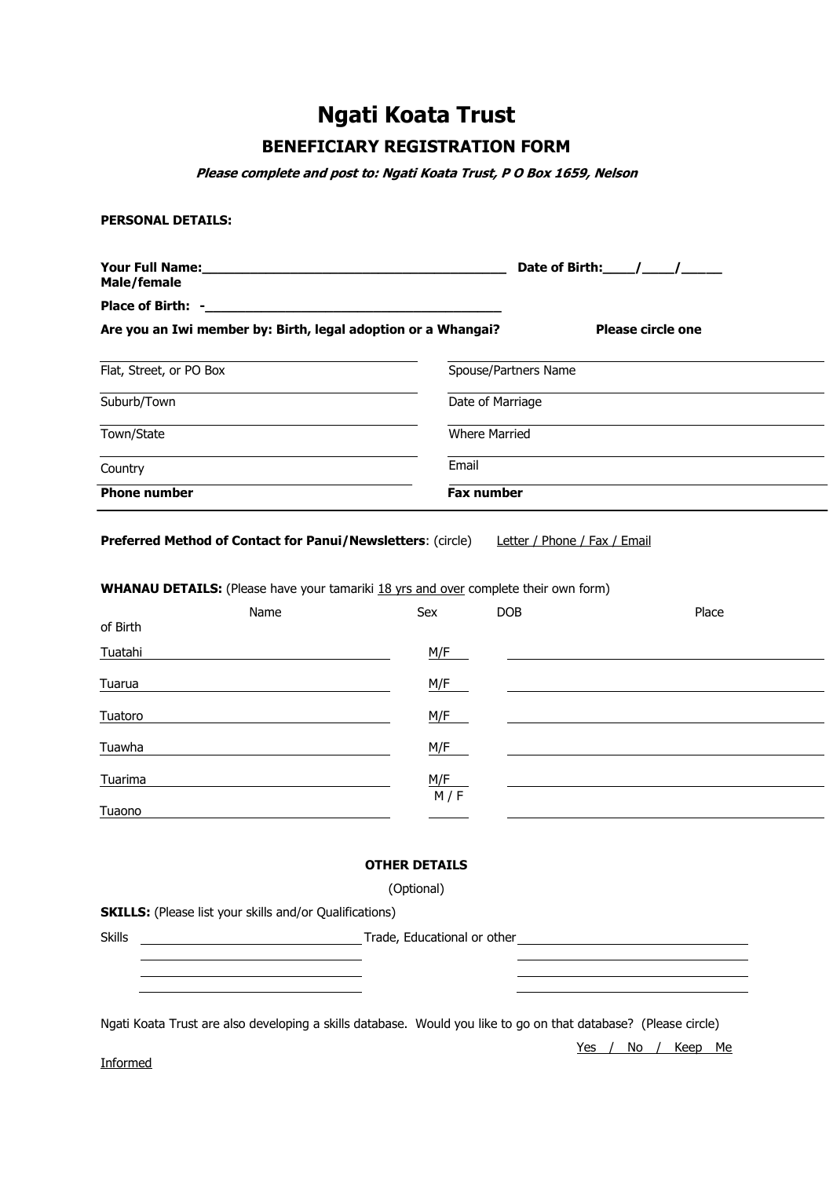# Ngati Koata Trust

## BENEFICIARY REGISTRATION FORM

***Please complete and post to: Ngati Koata Trust, P O Box 1659, Nelson***

**PERSONAL DETAILS:**

**Your Full Name:________________________________________ Date of Birth:____/____/_____**
**Male/female**

**Place of Birth: -_______________________________________**

**Are you an Iwi member by: Birth, legal adoption or a Whangai? Please circle one**

| | |
|---|---|
| Flat, Street, or PO Box | Spouse/Partners Name |
| Suburb/Town | Date of Marriage |
| Town/State | Where Married |
| Country | Email |
| **Phone number** | **Fax number** |

**Preferred Method of Contact for Panui/Newsletters**: (circle) Letter / Phone / Fax / Email

**WHANAU DETAILS:** (Please have your tamariki 18 yrs and over complete their own form)

| Name | Sex | DOB | Place of Birth |
|---|---|---|---|
| Tuatahi | M/F | | |
| Tuarua | M/F | | |
| Tuatoro | M/F | | |
| Tuawha | M/F | | |
| Tuarima | M/F | | |
| Tuaono | M / F | | |

**OTHER DETAILS**

(Optional)

**SKILLS:** (Please list your skills and/or Qualifications)

Skills ______________________ Trade, Educational or other ______________________

Ngati Koata Trust are also developing a skills database. Would you like to go on that database? (Please circle)

Yes / No / Keep Me Informed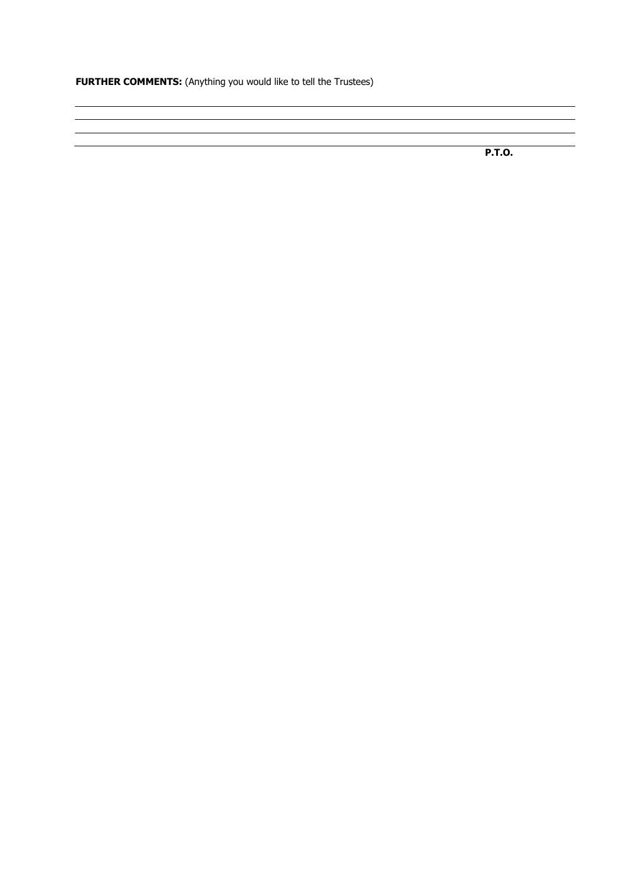**FURTHER COMMENTS:** (Anything you would like to tell the Trustees)

\_\_\_\_\_\_\_\_\_\_\_\_\_\_\_\_\_\_\_\_\_\_\_\_\_\_\_\_\_\_\_\_\_\_\_\_\_\_\_\_\_\_\_\_\_\_\_\_\_\_\_\_\_\_\_\_\_\_\_\_\_\_\_\_\_\_\_\_\_\_\_\_\_\_\_\_

\_\_\_\_\_\_\_\_\_\_\_\_\_\_\_\_\_\_\_\_\_\_\_\_\_\_\_\_\_\_\_\_\_\_\_\_\_\_\_\_\_\_\_\_\_\_\_\_\_\_\_\_\_\_\_\_\_\_\_\_\_\_\_\_\_\_\_\_\_\_\_\_\_\_\_\_

\_\_\_\_\_\_\_\_\_\_\_\_\_\_\_\_\_\_\_\_\_\_\_\_\_\_\_\_\_\_\_\_\_\_\_\_\_\_\_\_\_\_\_\_\_\_\_\_\_\_\_\_\_\_\_\_\_\_\_\_\_\_\_\_\_\_\_\_\_\_\_\_\_\_\_\_

\_\_\_\_\_\_\_\_\_\_\_\_\_\_\_\_\_\_\_\_\_\_\_\_\_\_\_\_\_\_\_\_\_\_\_\_\_\_\_\_\_\_\_\_\_\_\_\_\_\_\_\_\_\_\_\_\_\_\_\_\_\_\_\_\_\_\_\_\_\_\_\_\_\_\_\_

**P.T.O.**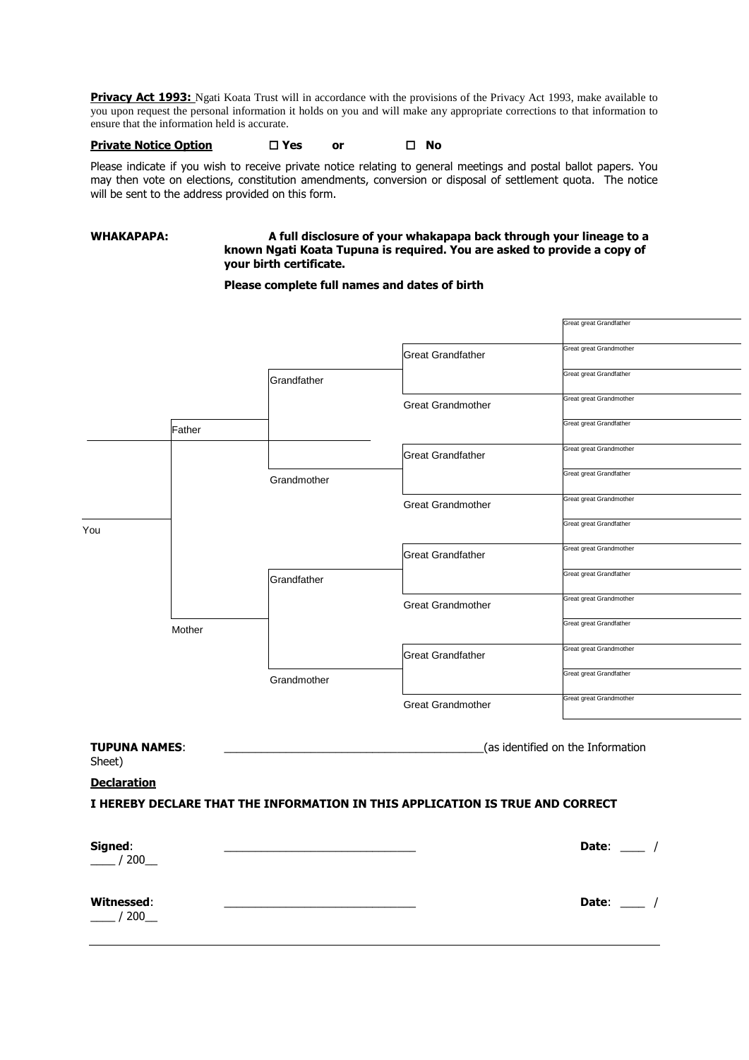**Privacy Act 1993:** Ngati Koata Trust will in accordance with the provisions of the Privacy Act 1993, make available to you upon request the personal information it holds on you and will make any appropriate corrections to that information to ensure that the information held is accurate.

**Private Notice Option** ☐ **Yes** **or** ☐ **No**

Please indicate if you wish to receive private notice relating to general meetings and postal ballot papers. You may then vote on elections, constitution amendments, conversion or disposal of settlement quota. The notice will be sent to the address provided on this form.

**WHAKAPAPA:** **A full disclosure of your whakapapa back through your lineage to a known Ngati Koata Tupuna is required. You are asked to provide a copy of your birth certificate.**

**Please complete full names and dates of birth**

| You | Parents | Grandparents | Great Grandparents | Great great Grandparents |
|---|---|---|---|---|
| You | Father | Grandfather | Great Grandfather | Great great Grandfather |
| | | | | Great great Grandmother |
| | | | Great Grandmother | Great great Grandfather |
| | | | | Great great Grandmother |
| | | Grandmother | Great Grandfather | Great great Grandfather |
| | | | | Great great Grandmother |
| | | | Great Grandmother | Great great Grandfather |
| | | | | Great great Grandmother |
| | Mother | Grandfather | Great Grandfather | Great great Grandfather |
| | | | | Great great Grandmother |
| | | | Great Grandmother | Great great Grandfather |
| | | | | Great great Grandmother |
| | | Grandmother | Great Grandfather | Great great Grandfather |
| | | | | Great great Grandmother |
| | | | Great Grandmother | Great great Grandfather |
| | | | | Great great Grandmother |

**TUPUNA NAMES**: ________________________________________(as identified on the Information Sheet)

**Declaration**

**I HEREBY DECLARE THAT THE INFORMATION IN THIS APPLICATION IS TRUE AND CORRECT**

**Signed**: ______________________________ **Date**: ____ / ____ / 200__

**Witnessed**: ______________________________ **Date**: ____ / ____ / 200__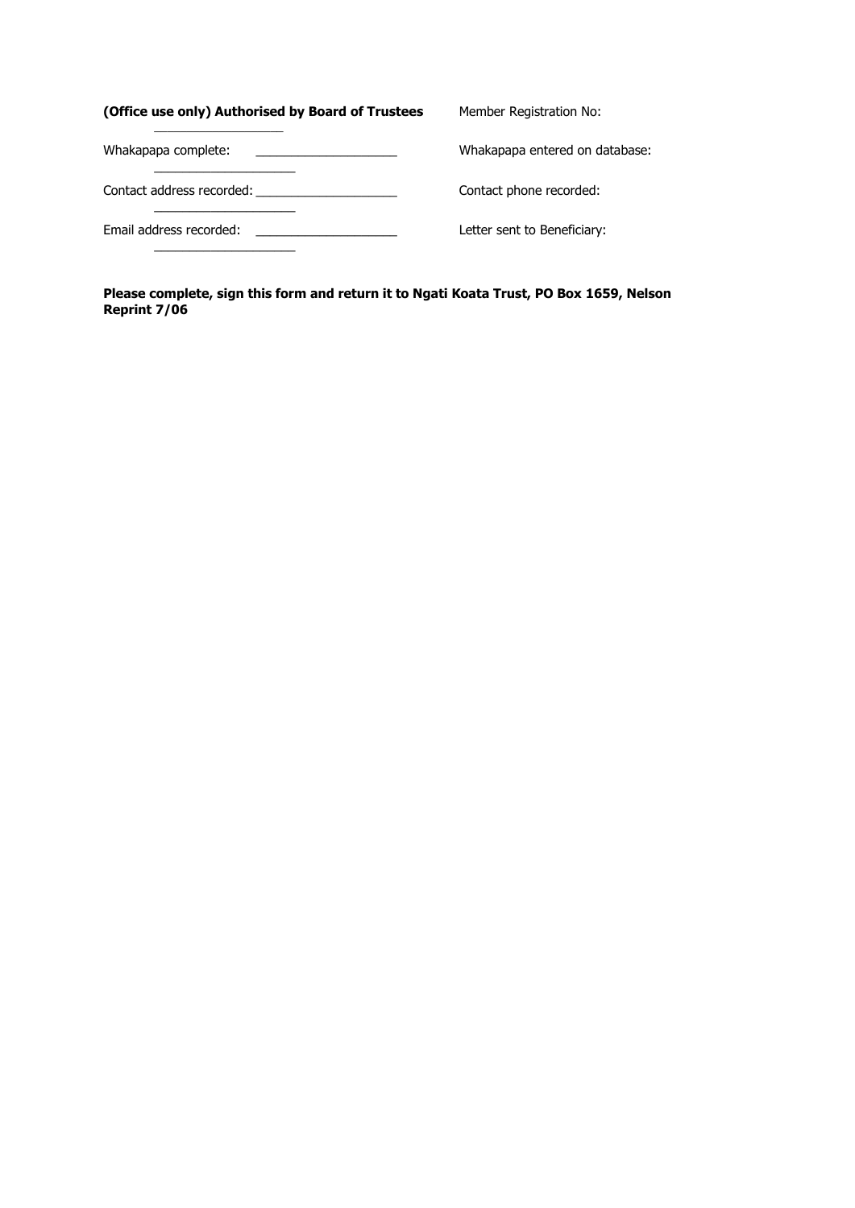**(Office use only) Authorised by Board of Trustees** ____________________

Member Registration No: ____________________

Whakapapa complete: ____________________

Whakapapa entered on database: ____________________

Contact address recorded: ____________________

Contact phone recorded: ____________________

Email address recorded: ____________________

Letter sent to Beneficiary: ____________________

**Please complete, sign this form and return it to Ngati Koata Trust, PO Box 1659, Nelson**
**Reprint 7/06**